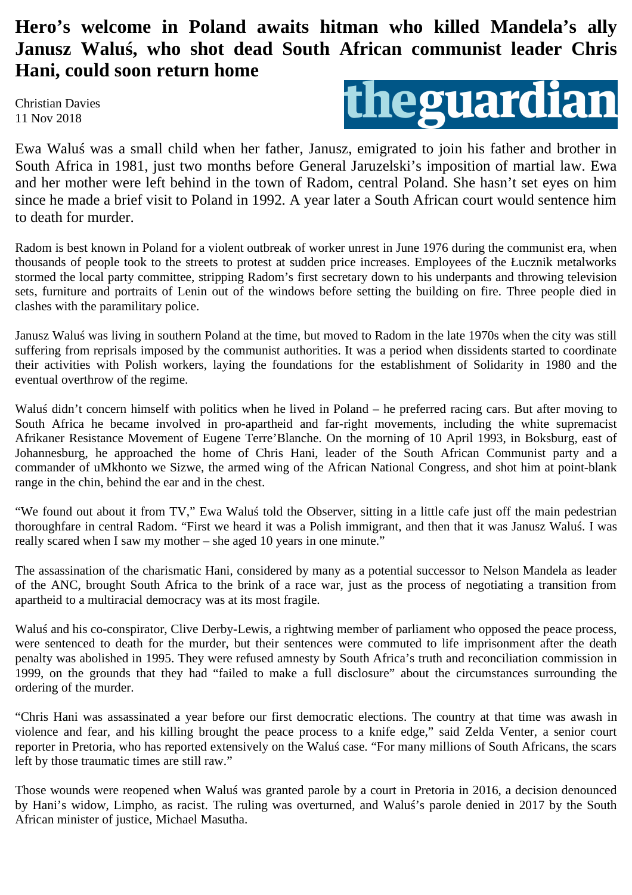# Hero's welcome in Poland awaits hitman who killed Mandela's ally Janusz Waluś, who shot dead South African communist leader Chris Hani, could soon return home

Christian Davies
11 Nov 2018

theguardian

Ewa Waluś was a small child when her father, Janusz, emigrated to join his father and brother in South Africa in 1981, just two months before General Jaruzelski's imposition of martial law. Ewa and her mother were left behind in the town of Radom, central Poland. She hasn't set eyes on him since he made a brief visit to Poland in 1992. A year later a South African court would sentence him to death for murder.

Radom is best known in Poland for a violent outbreak of worker unrest in June 1976 during the communist era, when thousands of people took to the streets to protest at sudden price increases. Employees of the Łucznik metalworks stormed the local party committee, stripping Radom's first secretary down to his underpants and throwing television sets, furniture and portraits of Lenin out of the windows before setting the building on fire. Three people died in clashes with the paramilitary police.

Janusz Waluś was living in southern Poland at the time, but moved to Radom in the late 1970s when the city was still suffering from reprisals imposed by the communist authorities. It was a period when dissidents started to coordinate their activities with Polish workers, laying the foundations for the establishment of Solidarity in 1980 and the eventual overthrow of the regime.

Waluś didn't concern himself with politics when he lived in Poland – he preferred racing cars. But after moving to South Africa he became involved in pro-apartheid and far-right movements, including the white supremacist Afrikaner Resistance Movement of Eugene Terre'Blanche. On the morning of 10 April 1993, in Boksburg, east of Johannesburg, he approached the home of Chris Hani, leader of the South African Communist party and a commander of uMkhonto we Sizwe, the armed wing of the African National Congress, and shot him at point-blank range in the chin, behind the ear and in the chest.

"We found out about it from TV," Ewa Waluś told the Observer, sitting in a little cafe just off the main pedestrian thoroughfare in central Radom. "First we heard it was a Polish immigrant, and then that it was Janusz Waluś. I was really scared when I saw my mother – she aged 10 years in one minute."

The assassination of the charismatic Hani, considered by many as a potential successor to Nelson Mandela as leader of the ANC, brought South Africa to the brink of a race war, just as the process of negotiating a transition from apartheid to a multiracial democracy was at its most fragile.

Waluś and his co-conspirator, Clive Derby-Lewis, a rightwing member of parliament who opposed the peace process, were sentenced to death for the murder, but their sentences were commuted to life imprisonment after the death penalty was abolished in 1995. They were refused amnesty by South Africa's truth and reconciliation commission in 1999, on the grounds that they had "failed to make a full disclosure" about the circumstances surrounding the ordering of the murder.

"Chris Hani was assassinated a year before our first democratic elections. The country at that time was awash in violence and fear, and his killing brought the peace process to a knife edge," said Zelda Venter, a senior court reporter in Pretoria, who has reported extensively on the Waluś case. "For many millions of South Africans, the scars left by those traumatic times are still raw."

Those wounds were reopened when Waluś was granted parole by a court in Pretoria in 2016, a decision denounced by Hani's widow, Limpho, as racist. The ruling was overturned, and Waluś's parole denied in 2017 by the South African minister of justice, Michael Masutha.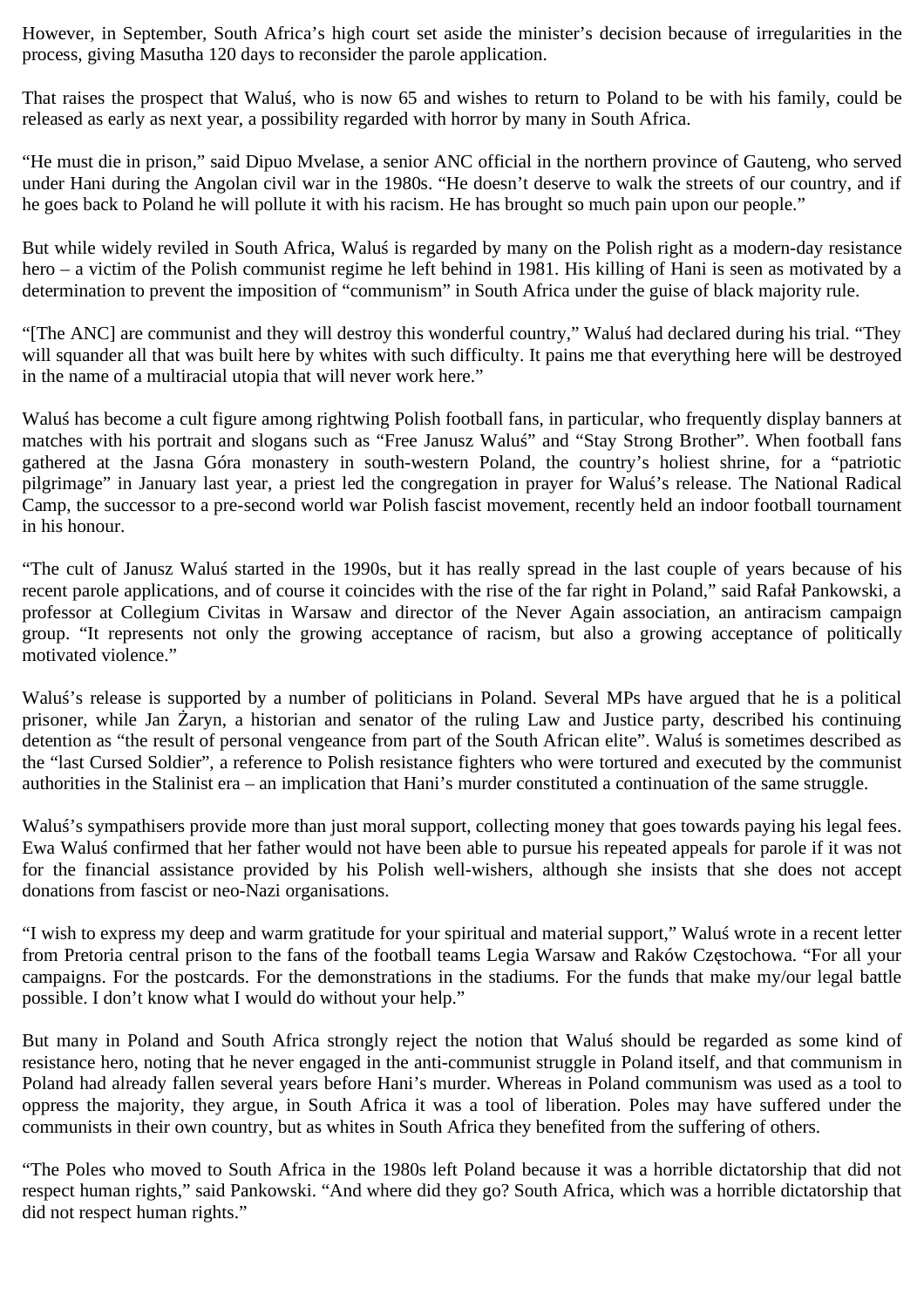However, in September, South Africa’s high court set aside the minister’s decision because of irregularities in the process, giving Masutha 120 days to reconsider the parole application.

That raises the prospect that Waluś, who is now 65 and wishes to return to Poland to be with his family, could be released as early as next year, a possibility regarded with horror by many in South Africa.

“He must die in prison,” said Dipuo Mvelase, a senior ANC official in the northern province of Gauteng, who served under Hani during the Angolan civil war in the 1980s. “He doesn’t deserve to walk the streets of our country, and if he goes back to Poland he will pollute it with his racism. He has brought so much pain upon our people.”

But while widely reviled in South Africa, Waluś is regarded by many on the Polish right as a modern-day resistance hero – a victim of the Polish communist regime he left behind in 1981. His killing of Hani is seen as motivated by a determination to prevent the imposition of “communism” in South Africa under the guise of black majority rule.

“[The ANC] are communist and they will destroy this wonderful country,” Waluś had declared during his trial. “They will squander all that was built here by whites with such difficulty. It pains me that everything here will be destroyed in the name of a multiracial utopia that will never work here.”

Waluś has become a cult figure among rightwing Polish football fans, in particular, who frequently display banners at matches with his portrait and slogans such as “Free Janusz Waluś” and “Stay Strong Brother”. When football fans gathered at the Jasna Góra monastery in south-western Poland, the country’s holiest shrine, for a “patriotic pilgrimage” in January last year, a priest led the congregation in prayer for Waluś’s release. The National Radical Camp, the successor to a pre-second world war Polish fascist movement, recently held an indoor football tournament in his honour.

“The cult of Janusz Waluś started in the 1990s, but it has really spread in the last couple of years because of his recent parole applications, and of course it coincides with the rise of the far right in Poland,” said Rafał Pankowski, a professor at Collegium Civitas in Warsaw and director of the Never Again association, an antiracism campaign group. “It represents not only the growing acceptance of racism, but also a growing acceptance of politically motivated violence.”

Waluś’s release is supported by a number of politicians in Poland. Several MPs have argued that he is a political prisoner, while Jan Żaryn, a historian and senator of the ruling Law and Justice party, described his continuing detention as “the result of personal vengeance from part of the South African elite”. Waluś is sometimes described as the “last Cursed Soldier”, a reference to Polish resistance fighters who were tortured and executed by the communist authorities in the Stalinist era – an implication that Hani’s murder constituted a continuation of the same struggle.

Waluś’s sympathisers provide more than just moral support, collecting money that goes towards paying his legal fees. Ewa Waluś confirmed that her father would not have been able to pursue his repeated appeals for parole if it was not for the financial assistance provided by his Polish well-wishers, although she insists that she does not accept donations from fascist or neo-Nazi organisations.

“I wish to express my deep and warm gratitude for your spiritual and material support,” Waluś wrote in a recent letter from Pretoria central prison to the fans of the football teams Legia Warsaw and Raków Częstochowa. “For all your campaigns. For the postcards. For the demonstrations in the stadiums. For the funds that make my/our legal battle possible. I don’t know what I would do without your help.”

But many in Poland and South Africa strongly reject the notion that Waluś should be regarded as some kind of resistance hero, noting that he never engaged in the anti-communist struggle in Poland itself, and that communism in Poland had already fallen several years before Hani’s murder. Whereas in Poland communism was used as a tool to oppress the majority, they argue, in South Africa it was a tool of liberation. Poles may have suffered under the communists in their own country, but as whites in South Africa they benefited from the suffering of others.

“The Poles who moved to South Africa in the 1980s left Poland because it was a horrible dictatorship that did not respect human rights,” said Pankowski. “And where did they go? South Africa, which was a horrible dictatorship that did not respect human rights.”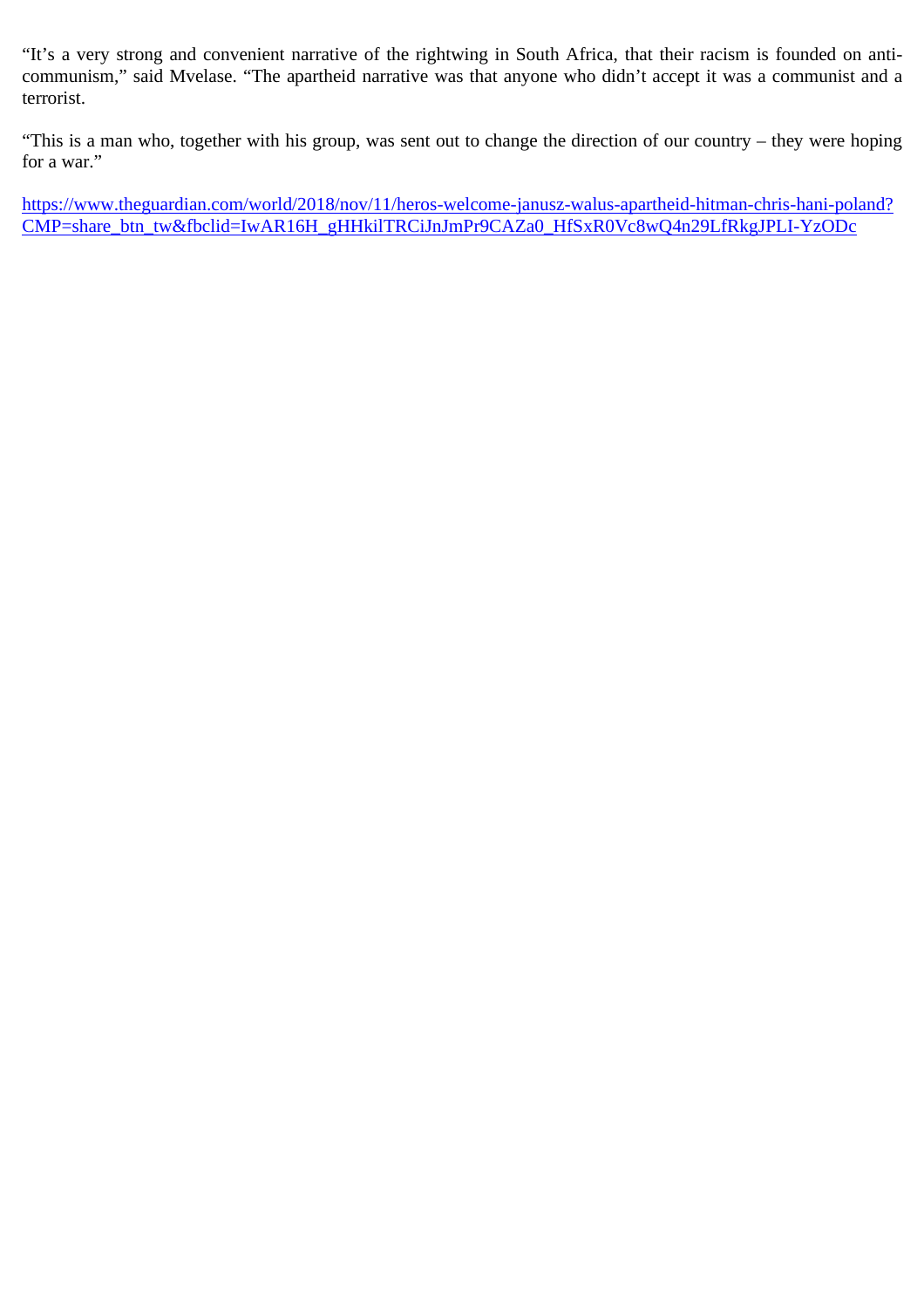"It's a very strong and convenient narrative of the rightwing in South Africa, that their racism is founded on anti-communism," said Mvelase. "The apartheid narrative was that anyone who didn't accept it was a communist and a terrorist.

"This is a man who, together with his group, was sent out to change the direction of our country – they were hoping for a war."

https://www.theguardian.com/world/2018/nov/11/heros-welcome-janusz-walus-apartheid-hitman-chris-hani-poland?CMP=share_btn_tw&fbclid=IwAR16H_gHHkilTRCiJnJmPr9CAZa0_HfSxR0Vc8wQ4n29LfRkgJPLI-YzODc